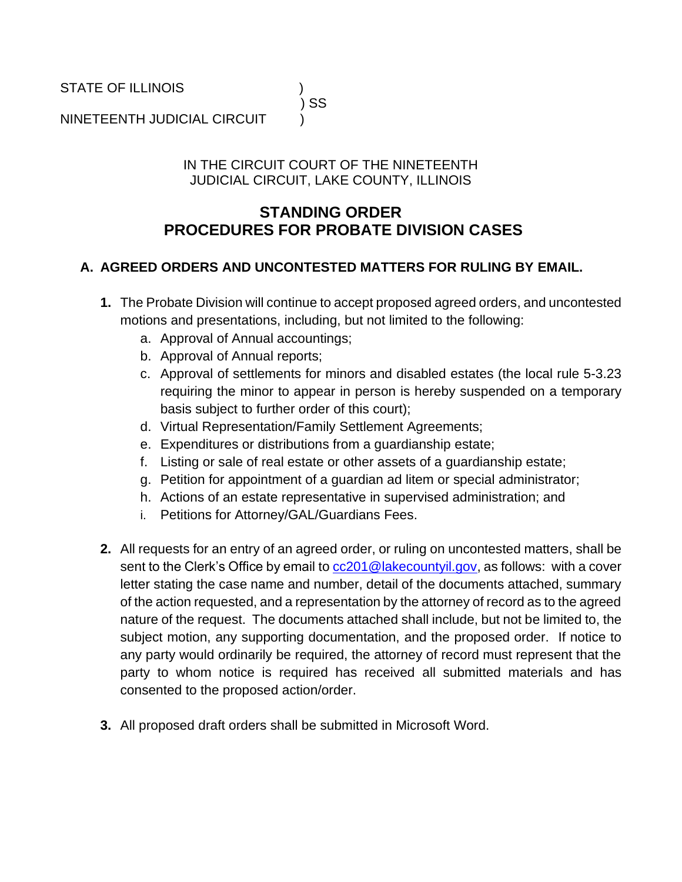STATE OF ILLINOIS )
) SS
NINETEENTH JUDICIAL CIRCUIT )

IN THE CIRCUIT COURT OF THE NINETEENTH
JUDICIAL CIRCUIT, LAKE COUNTY, ILLINOIS

# STANDING ORDER
# PROCEDURES FOR PROBATE DIVISION CASES

## A. AGREED ORDERS AND UNCONTESTED MATTERS FOR RULING BY EMAIL.

**1.** The Probate Division will continue to accept proposed agreed orders, and uncontested motions and presentations, including, but not limited to the following:

   a. Approval of Annual accountings;
   b. Approval of Annual reports;
   c. Approval of settlements for minors and disabled estates (the local rule 5-3.23 requiring the minor to appear in person is hereby suspended on a temporary basis subject to further order of this court);
   d. Virtual Representation/Family Settlement Agreements;
   e. Expenditures or distributions from a guardianship estate;
   f. Listing or sale of real estate or other assets of a guardianship estate;
   g. Petition for appointment of a guardian ad litem or special administrator;
   h. Actions of an estate representative in supervised administration; and
   i. Petitions for Attorney/GAL/Guardians Fees.

**2.** All requests for an entry of an agreed order, or ruling on uncontested matters, shall be sent to the Clerk's Office by email to cc201@lakecountyil.gov, as follows: with a cover letter stating the case name and number, detail of the documents attached, summary of the action requested, and a representation by the attorney of record as to the agreed nature of the request. The documents attached shall include, but not be limited to, the subject motion, any supporting documentation, and the proposed order. If notice to any party would ordinarily be required, the attorney of record must represent that the party to whom notice is required has received all submitted materials and has consented to the proposed action/order.

**3.** All proposed draft orders shall be submitted in Microsoft Word.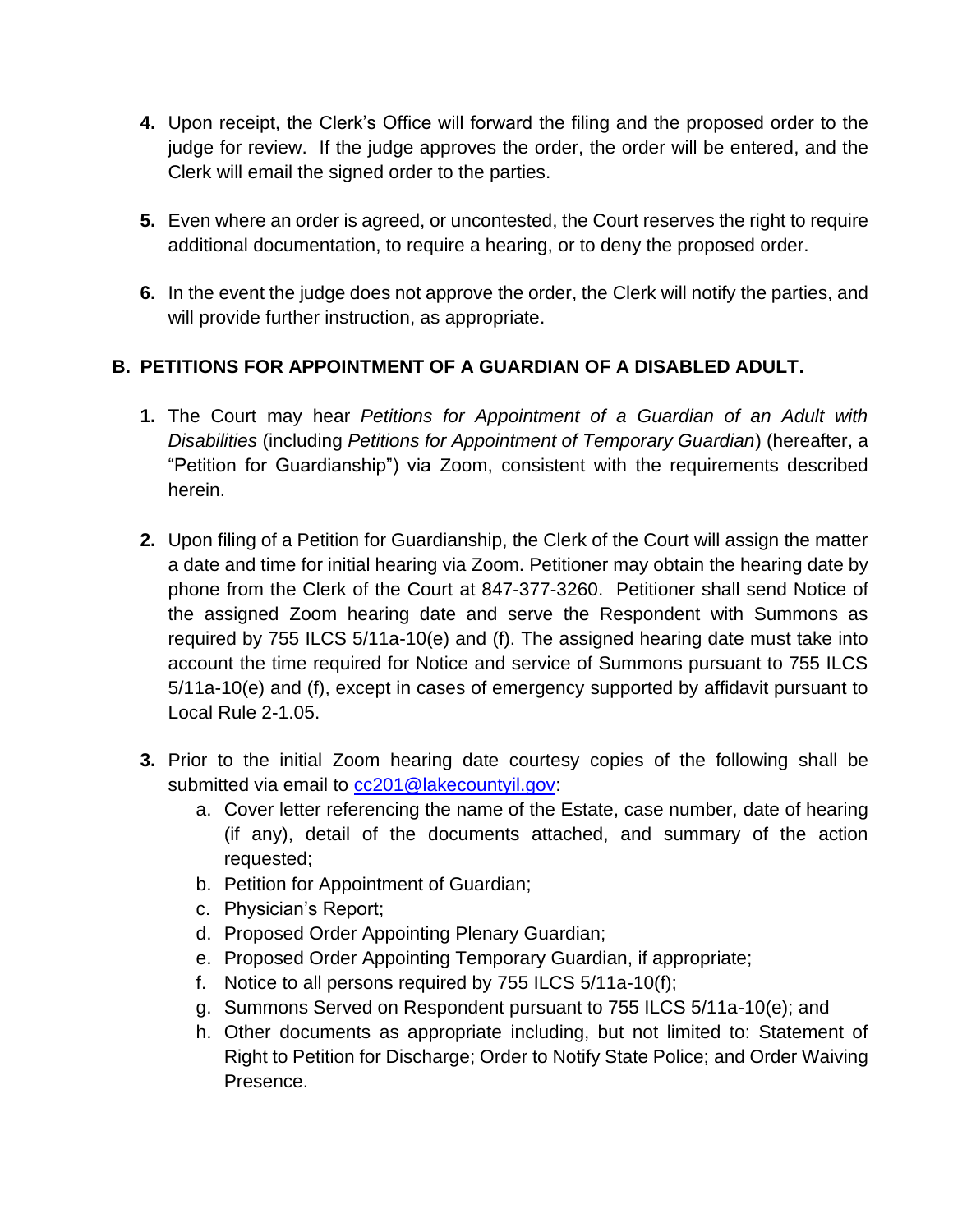4. Upon receipt, the Clerk's Office will forward the filing and the proposed order to the judge for review. If the judge approves the order, the order will be entered, and the Clerk will email the signed order to the parties.

5. Even where an order is agreed, or uncontested, the Court reserves the right to require additional documentation, to require a hearing, or to deny the proposed order.

6. In the event the judge does not approve the order, the Clerk will notify the parties, and will provide further instruction, as appropriate.

## B. PETITIONS FOR APPOINTMENT OF A GUARDIAN OF A DISABLED ADULT.

1. The Court may hear *Petitions for Appointment of a Guardian of an Adult with Disabilities* (including *Petitions for Appointment of Temporary Guardian*) (hereafter, a "Petition for Guardianship") via Zoom, consistent with the requirements described herein.

2. Upon filing of a Petition for Guardianship, the Clerk of the Court will assign the matter a date and time for initial hearing via Zoom. Petitioner may obtain the hearing date by phone from the Clerk of the Court at 847-377-3260. Petitioner shall send Notice of the assigned Zoom hearing date and serve the Respondent with Summons as required by 755 ILCS 5/11a-10(e) and (f). The assigned hearing date must take into account the time required for Notice and service of Summons pursuant to 755 ILCS 5/11a-10(e) and (f), except in cases of emergency supported by affidavit pursuant to Local Rule 2-1.05.

3. Prior to the initial Zoom hearing date courtesy copies of the following shall be submitted via email to cc201@lakecountyil.gov:
   a. Cover letter referencing the name of the Estate, case number, date of hearing (if any), detail of the documents attached, and summary of the action requested;
   b. Petition for Appointment of Guardian;
   c. Physician's Report;
   d. Proposed Order Appointing Plenary Guardian;
   e. Proposed Order Appointing Temporary Guardian, if appropriate;
   f. Notice to all persons required by 755 ILCS 5/11a-10(f);
   g. Summons Served on Respondent pursuant to 755 ILCS 5/11a-10(e); and
   h. Other documents as appropriate including, but not limited to: Statement of Right to Petition for Discharge; Order to Notify State Police; and Order Waiving Presence.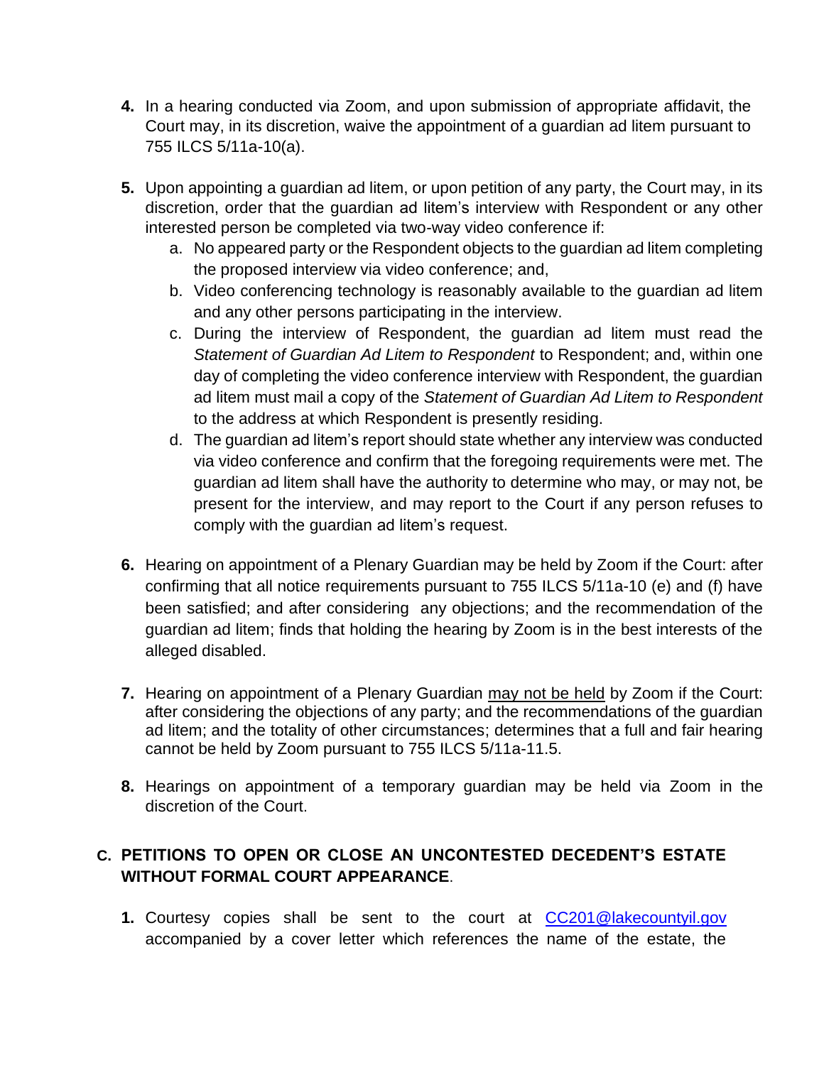4. In a hearing conducted via Zoom, and upon submission of appropriate affidavit, the Court may, in its discretion, waive the appointment of a guardian ad litem pursuant to 755 ILCS 5/11a-10(a).

5. Upon appointing a guardian ad litem, or upon petition of any party, the Court may, in its discretion, order that the guardian ad litem's interview with Respondent or any other interested person be completed via two-way video conference if:
   a. No appeared party or the Respondent objects to the guardian ad litem completing the proposed interview via video conference; and,
   b. Video conferencing technology is reasonably available to the guardian ad litem and any other persons participating in the interview.
   c. During the interview of Respondent, the guardian ad litem must read the *Statement of Guardian Ad Litem to Respondent* to Respondent; and, within one day of completing the video conference interview with Respondent, the guardian ad litem must mail a copy of the *Statement of Guardian Ad Litem to Respondent* to the address at which Respondent is presently residing.
   d. The guardian ad litem's report should state whether any interview was conducted via video conference and confirm that the foregoing requirements were met. The guardian ad litem shall have the authority to determine who may, or may not, be present for the interview, and may report to the Court if any person refuses to comply with the guardian ad litem's request.

6. Hearing on appointment of a Plenary Guardian may be held by Zoom if the Court: after confirming that all notice requirements pursuant to 755 ILCS 5/11a-10 (e) and (f) have been satisfied; and after considering any objections; and the recommendation of the guardian ad litem; finds that holding the hearing by Zoom is in the best interests of the alleged disabled.

7. Hearing on appointment of a Plenary Guardian <u>may not be held</u> by Zoom if the Court: after considering the objections of any party; and the recommendations of the guardian ad litem; and the totality of other circumstances; determines that a full and fair hearing cannot be held by Zoom pursuant to 755 ILCS 5/11a-11.5.

8. Hearings on appointment of a temporary guardian may be held via Zoom in the discretion of the Court.

## C. PETITIONS TO OPEN OR CLOSE AN UNCONTESTED DECEDENT'S ESTATE WITHOUT FORMAL COURT APPEARANCE.

1. Courtesy copies shall be sent to the court at CC201@lakecountyil.gov accompanied by a cover letter which references the name of the estate, the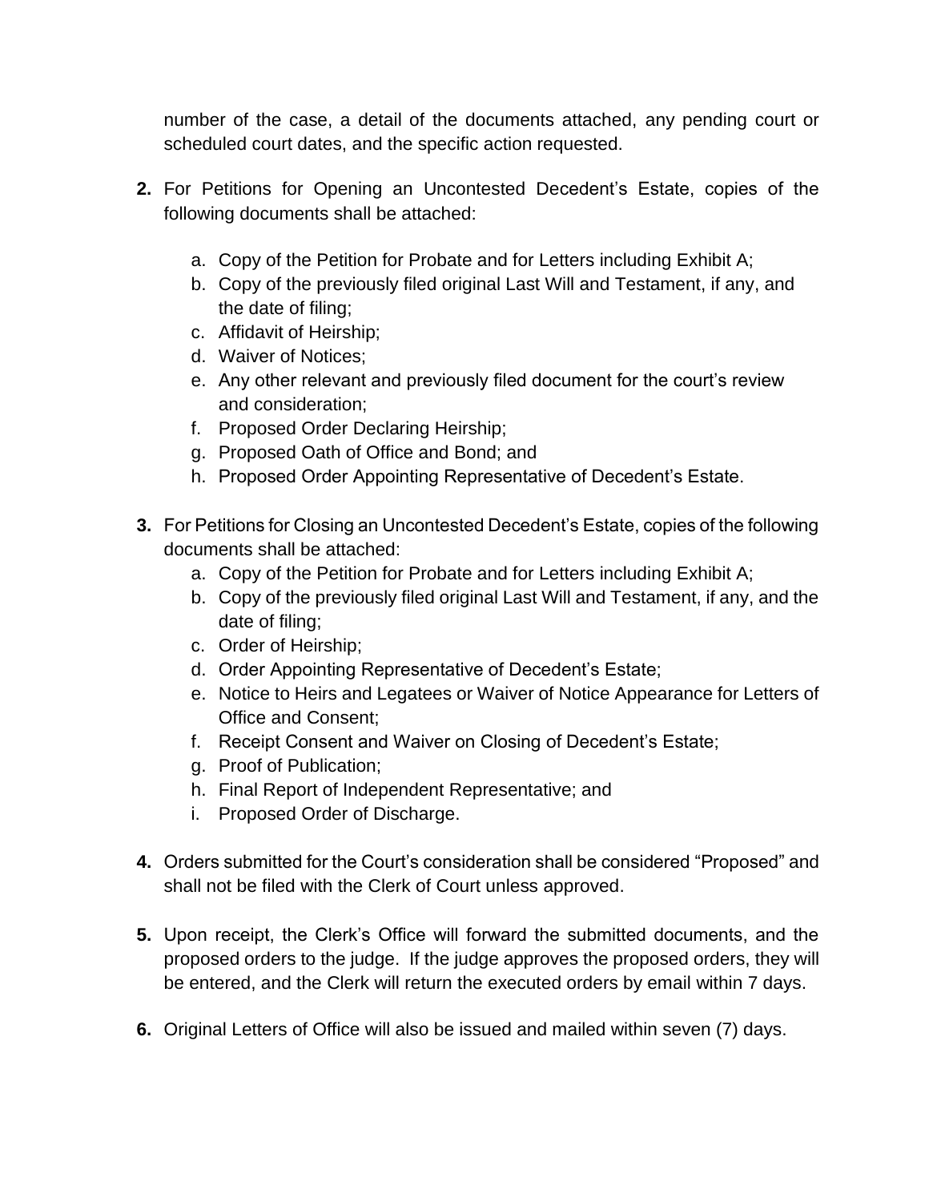number of the case, a detail of the documents attached, any pending court or scheduled court dates, and the specific action requested.

**2.** For Petitions for Opening an Uncontested Decedent's Estate, copies of the following documents shall be attached:

   a. Copy of the Petition for Probate and for Letters including Exhibit A;
   b. Copy of the previously filed original Last Will and Testament, if any, and the date of filing;
   c. Affidavit of Heirship;
   d. Waiver of Notices;
   e. Any other relevant and previously filed document for the court's review and consideration;
   f. Proposed Order Declaring Heirship;
   g. Proposed Oath of Office and Bond; and
   h. Proposed Order Appointing Representative of Decedent's Estate.

**3.** For Petitions for Closing an Uncontested Decedent's Estate, copies of the following documents shall be attached:

   a. Copy of the Petition for Probate and for Letters including Exhibit A;
   b. Copy of the previously filed original Last Will and Testament, if any, and the date of filing;
   c. Order of Heirship;
   d. Order Appointing Representative of Decedent's Estate;
   e. Notice to Heirs and Legatees or Waiver of Notice Appearance for Letters of Office and Consent;
   f. Receipt Consent and Waiver on Closing of Decedent's Estate;
   g. Proof of Publication;
   h. Final Report of Independent Representative; and
   i. Proposed Order of Discharge.

**4.** Orders submitted for the Court's consideration shall be considered "Proposed" and shall not be filed with the Clerk of Court unless approved.

**5.** Upon receipt, the Clerk's Office will forward the submitted documents, and the proposed orders to the judge. If the judge approves the proposed orders, they will be entered, and the Clerk will return the executed orders by email within 7 days.

**6.** Original Letters of Office will also be issued and mailed within seven (7) days.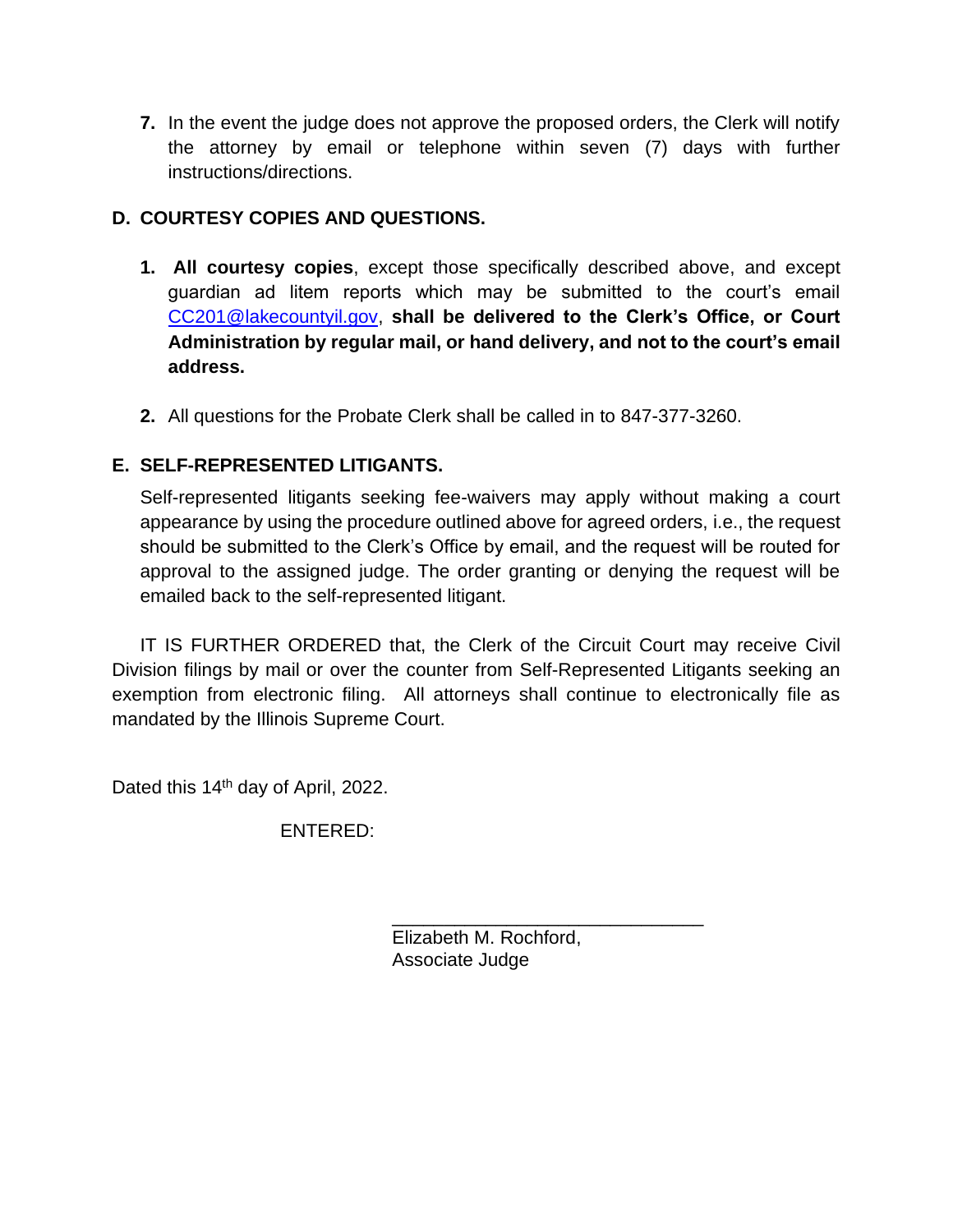7. In the event the judge does not approve the proposed orders, the Clerk will notify the attorney by email or telephone within seven (7) days with further instructions/directions.

## D. COURTESY COPIES AND QUESTIONS.

1. **All courtesy copies**, except those specifically described above, and except guardian ad litem reports which may be submitted to the court's email CC201@lakecountyil.gov, **shall be delivered to the Clerk's Office, or Court Administration by regular mail, or hand delivery, and not to the court's email address.**

2. All questions for the Probate Clerk shall be called in to 847-377-3260.

## E. SELF-REPRESENTED LITIGANTS.

Self-represented litigants seeking fee-waivers may apply without making a court appearance by using the procedure outlined above for agreed orders, i.e., the request should be submitted to the Clerk's Office by email, and the request will be routed for approval to the assigned judge. The order granting or denying the request will be emailed back to the self-represented litigant.

IT IS FURTHER ORDERED that, the Clerk of the Circuit Court may receive Civil Division filings by mail or over the counter from Self-Represented Litigants seeking an exemption from electronic filing. All attorneys shall continue to electronically file as mandated by the Illinois Supreme Court.

Dated this 14th day of April, 2022.

ENTERED:

______________________________
Elizabeth M. Rochford,
Associate Judge